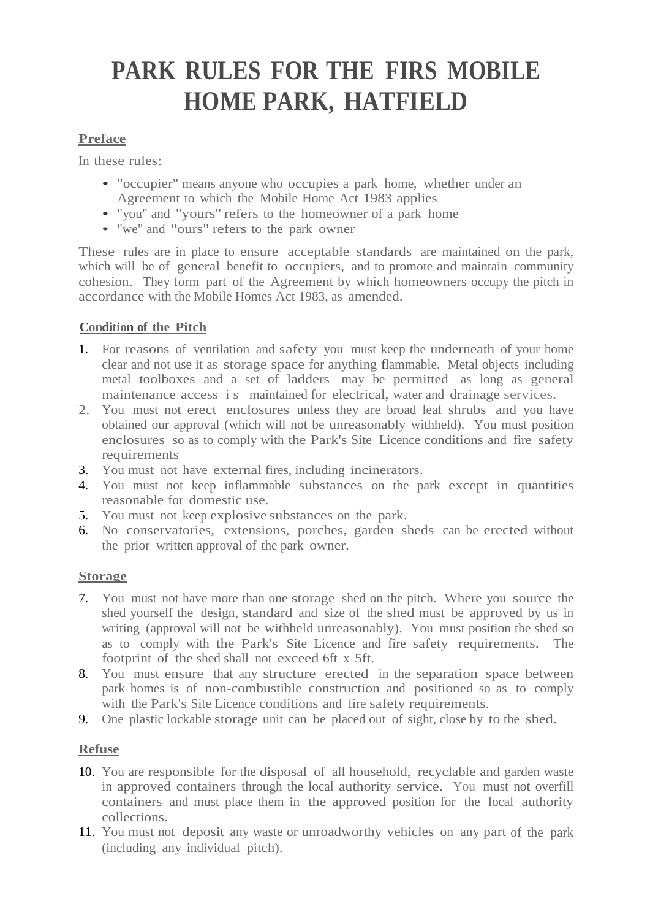# PARK RULES FOR THE FIRS MOBILE HOME PARK, HATFIELD

## Preface

In these rules:

- "occupier" means anyone who occupies a park home, whether under an Agreement to which the Mobile Home Act 1983 applies
- "you" and "yours" refers to the homeowner of a park home
- "we" and "ours" refers to the park owner

These rules are in place to ensure acceptable standards are maintained on the park, which will be of general benefit to occupiers, and to promote and maintain community cohesion. They form part of the Agreement by which homeowners occupy the pitch in accordance with the Mobile Homes Act 1983, as amended.

## Condition of the Pitch

1. For reasons of ventilation and safety you must keep the underneath of your home clear and not use it as storage space for anything flammable. Metal objects including metal toolboxes and a set of ladders may be permitted as long as general maintenance access is maintained for electrical, water and drainage services.
2. You must not erect enclosures unless they are broad leaf shrubs and you have obtained our approval (which will not be unreasonably withheld). You must position enclosures so as to comply with the Park's Site Licence conditions and fire safety requirements
3. You must not have external fires, including incinerators.
4. You must not keep inflammable substances on the park except in quantities reasonable for domestic use.
5. You must not keep explosive substances on the park.
6. No conservatories, extensions, porches, garden sheds can be erected without the prior written approval of the park owner.

## Storage

7. You must not have more than one storage shed on the pitch. Where you source the shed yourself the design, standard and size of the shed must be approved by us in writing (approval will not be withheld unreasonably). You must position the shed so as to comply with the Park's Site Licence and fire safety requirements. The footprint of the shed shall not exceed 6ft x 5ft.
8. You must ensure that any structure erected in the separation space between park homes is of non-combustible construction and positioned so as to comply with the Park's Site Licence conditions and fire safety requirements.
9. One plastic lockable storage unit can be placed out of sight, close by to the shed.

## Refuse

10. You are responsible for the disposal of all household, recyclable and garden waste in approved containers through the local authority service. You must not overfill containers and must place them in the approved position for the local authority collections.
11. You must not deposit any waste or unroadworthy vehicles on any part of the park (including any individual pitch).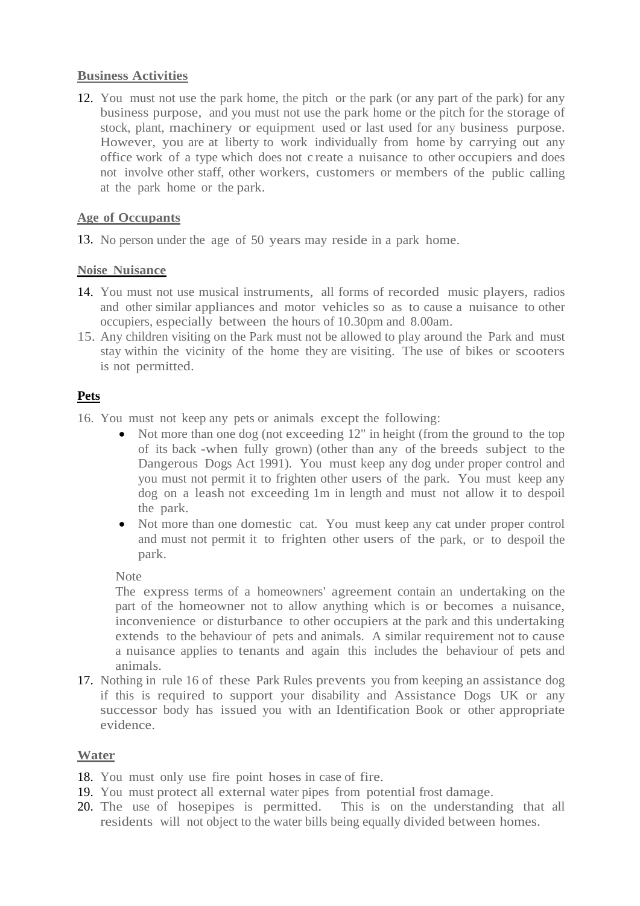**Business Activities**

12. You must not use the park home, the pitch or the park (or any part of the park) for any business purpose, and you must not use the park home or the pitch for the storage of stock, plant, machinery or equipment used or last used for any business purpose. However, you are at liberty to work individually from home by carrying out any office work of a type which does not create a nuisance to other occupiers and does not involve other staff, other workers, customers or members of the public calling at the park home or the park.

**Age of Occupants**

13. No person under the age of 50 years may reside in a park home.

**Noise Nuisance**

14. You must not use musical instruments, all forms of recorded music players, radios and other similar appliances and motor vehicles so as to cause a nuisance to other occupiers, especially between the hours of 10.30pm and 8.00am.
15. Any children visiting on the Park must not be allowed to play around the Park and must stay within the vicinity of the home they are visiting. The use of bikes or scooters is not permitted.

**Pets**

16. You must not keep any pets or animals except the following:
    - Not more than one dog (not exceeding 12" in height (from the ground to the top of its back -when fully grown) (other than any of the breeds subject to the Dangerous Dogs Act 1991). You must keep any dog under proper control and you must not permit it to frighten other users of the park. You must keep any dog on a leash not exceeding 1m in length and must not allow it to despoil the park.
    - Not more than one domestic cat. You must keep any cat under proper control and must not permit it to frighten other users of the park, or to despoil the park.

    Note

    The express terms of a homeowners' agreement contain an undertaking on the part of the homeowner not to allow anything which is or becomes a nuisance, inconvenience or disturbance to other occupiers at the park and this undertaking extends to the behaviour of pets and animals. A similar requirement not to cause a nuisance applies to tenants and again this includes the behaviour of pets and animals.
17. Nothing in rule 16 of these Park Rules prevents you from keeping an assistance dog if this is required to support your disability and Assistance Dogs UK or any successor body has issued you with an Identification Book or other appropriate evidence.

**Water**

18. You must only use fire point hoses in case of fire.
19. You must protect all external water pipes from potential frost damage.
20. The use of hosepipes is permitted. This is on the understanding that all residents will not object to the water bills being equally divided between homes.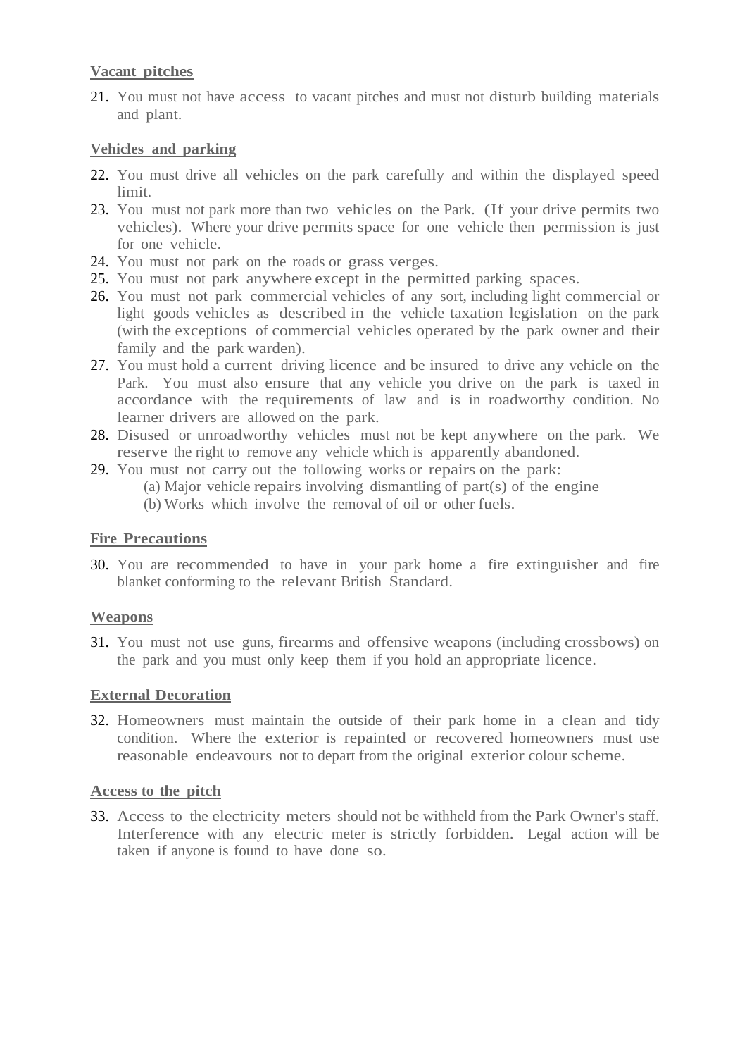**Vacant pitches**

21. You must not have access to vacant pitches and must not disturb building materials and plant.

**Vehicles and parking**

22. You must drive all vehicles on the park carefully and within the displayed speed limit.
23. You must not park more than two vehicles on the Park. (If your drive permits two vehicles). Where your drive permits space for one vehicle then permission is just for one vehicle.
24. You must not park on the roads or grass verges.
25. You must not park anywhere except in the permitted parking spaces.
26. You must not park commercial vehicles of any sort, including light commercial or light goods vehicles as described in the vehicle taxation legislation on the park (with the exceptions of commercial vehicles operated by the park owner and their family and the park warden).
27. You must hold a current driving licence and be insured to drive any vehicle on the Park. You must also ensure that any vehicle you drive on the park is taxed in accordance with the requirements of law and is in roadworthy condition. No learner drivers are allowed on the park.
28. Disused or unroadworthy vehicles must not be kept anywhere on the park. We reserve the right to remove any vehicle which is apparently abandoned.
29. You must not carry out the following works or repairs on the park:
    (a) Major vehicle repairs involving dismantling of part(s) of the engine
    (b) Works which involve the removal of oil or other fuels.

**Fire Precautions**

30. You are recommended to have in your park home a fire extinguisher and fire blanket conforming to the relevant British Standard.

**Weapons**

31. You must not use guns, firearms and offensive weapons (including crossbows) on the park and you must only keep them if you hold an appropriate licence.

**External Decoration**

32. Homeowners must maintain the outside of their park home in a clean and tidy condition. Where the exterior is repainted or recovered homeowners must use reasonable endeavours not to depart from the original exterior colour scheme.

**Access to the pitch**

33. Access to the electricity meters should not be withheld from the Park Owner's staff. Interference with any electric meter is strictly forbidden. Legal action will be taken if anyone is found to have done so.